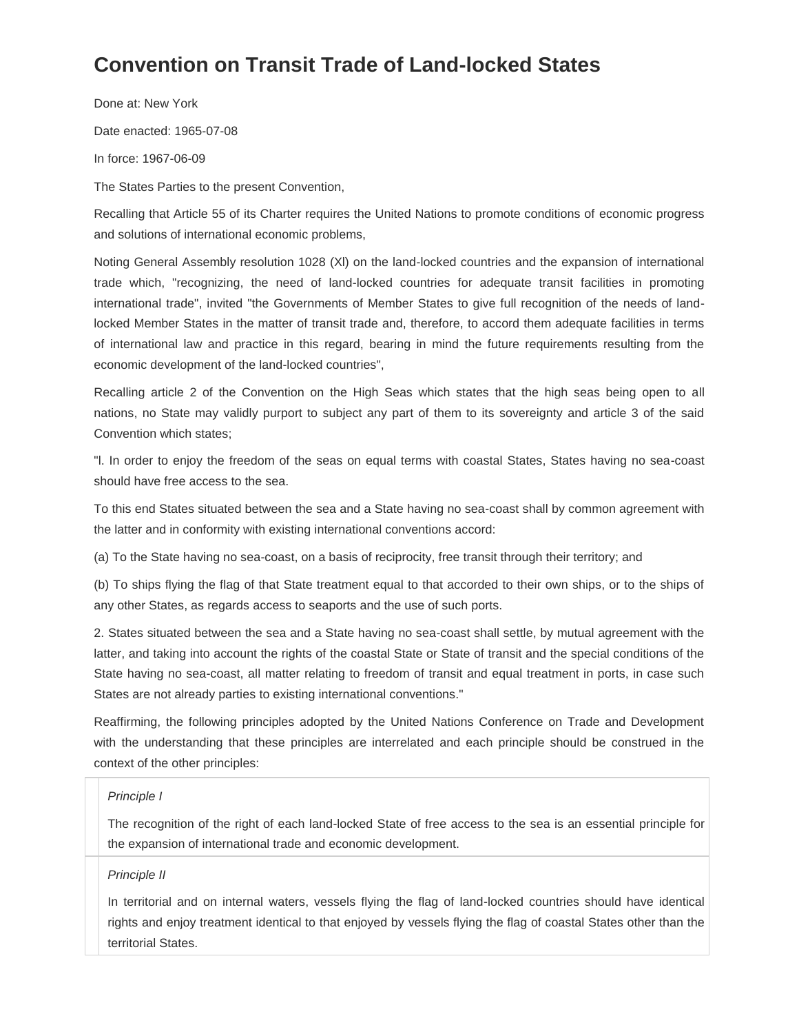# Convention on Transit Trade of Land-locked States

Done at: New York

Date enacted: 1965-07-08

In force: 1967-06-09

The States Parties to the present Convention,

Recalling that Article 55 of its Charter requires the United Nations to promote conditions of economic progress and solutions of international economic problems,

Noting General Assembly resolution 1028 (Xl) on the land-locked countries and the expansion of international trade which, "recognizing, the need of land-locked countries for adequate transit facilities in promoting international trade", invited "the Governments of Member States to give full recognition of the needs of land-locked Member States in the matter of transit trade and, therefore, to accord them adequate facilities in terms of international law and practice in this regard, bearing in mind the future requirements resulting from the economic development of the land-locked countries",

Recalling article 2 of the Convention on the High Seas which states that the high seas being open to all nations, no State may validly purport to subject any part of them to its sovereignty and article 3 of the said Convention which states;

"l. In order to enjoy the freedom of the seas on equal terms with coastal States, States having no sea-coast should have free access to the sea.

To this end States situated between the sea and a State having no sea-coast shall by common agreement with the latter and in conformity with existing international conventions accord:

(a) To the State having no sea-coast, on a basis of reciprocity, free transit through their territory; and

(b) To ships flying the flag of that State treatment equal to that accorded to their own ships, or to the ships of any other States, as regards access to seaports and the use of such ports.

2. States situated between the sea and a State having no sea-coast shall settle, by mutual agreement with the latter, and taking into account the rights of the coastal State or State of transit and the special conditions of the State having no sea-coast, all matter relating to freedom of transit and equal treatment in ports, in case such States are not already parties to existing international conventions."

Reaffirming, the following principles adopted by the United Nations Conference on Trade and Development with the understanding that these principles are interrelated and each principle should be construed in the context of the other principles:

*Principle I*

The recognition of the right of each land-locked State of free access to the sea is an essential principle for the expansion of international trade and economic development.

*Principle II*

In territorial and on internal waters, vessels flying the flag of land-locked countries should have identical rights and enjoy treatment identical to that enjoyed by vessels flying the flag of coastal States other than the territorial States.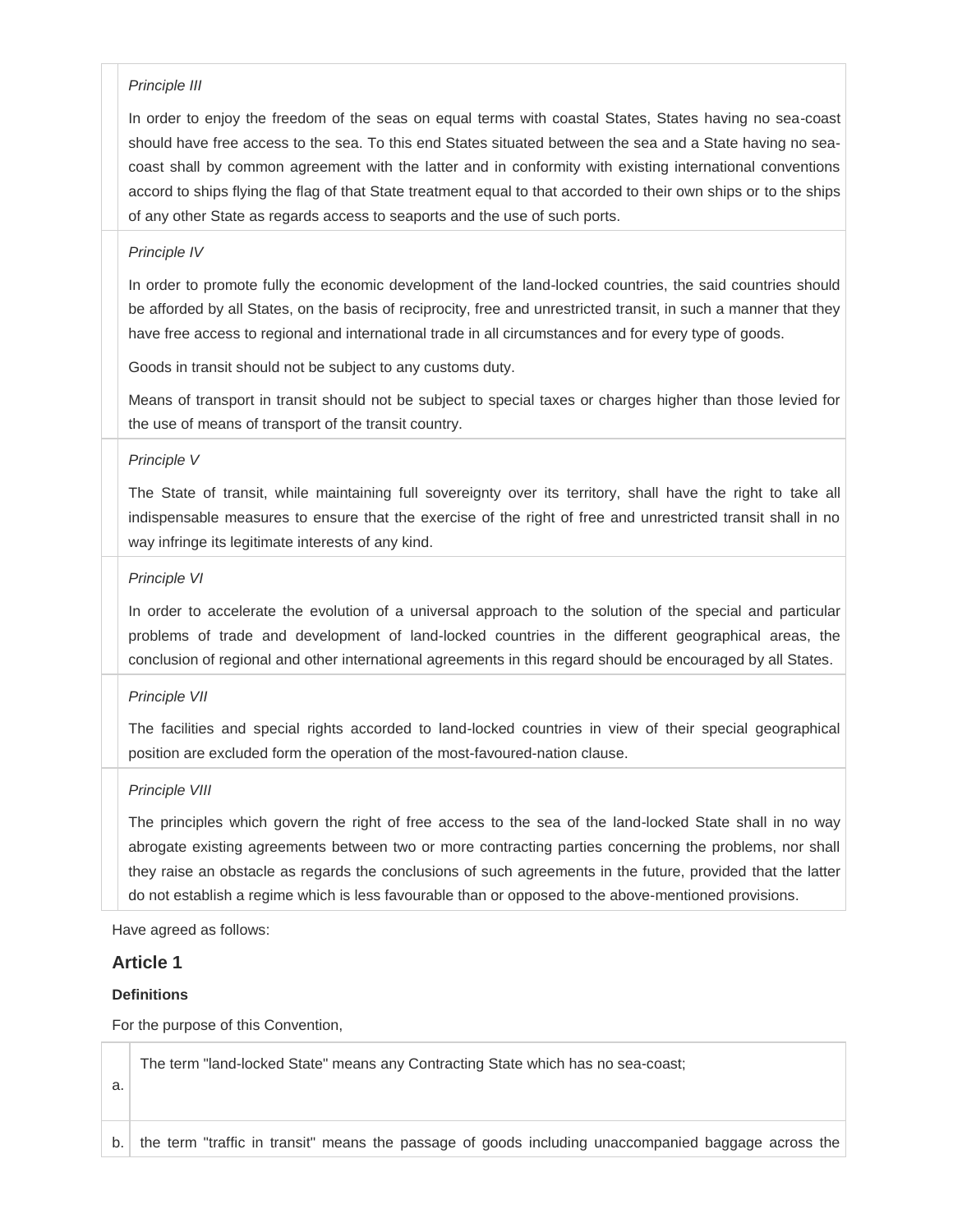*Principle III*

In order to enjoy the freedom of the seas on equal terms with coastal States, States having no sea-coast should have free access to the sea. To this end States situated between the sea and a State having no sea-coast shall by common agreement with the latter and in conformity with existing international conventions accord to ships flying the flag of that State treatment equal to that accorded to their own ships or to the ships of any other State as regards access to seaports and the use of such ports.

*Principle IV*

In order to promote fully the economic development of the land-locked countries, the said countries should be afforded by all States, on the basis of reciprocity, free and unrestricted transit, in such a manner that they have free access to regional and international trade in all circumstances and for every type of goods.

Goods in transit should not be subject to any customs duty.

Means of transport in transit should not be subject to special taxes or charges higher than those levied for the use of means of transport of the transit country.

*Principle V*

The State of transit, while maintaining full sovereignty over its territory, shall have the right to take all indispensable measures to ensure that the exercise of the right of free and unrestricted transit shall in no way infringe its legitimate interests of any kind.

*Principle VI*

In order to accelerate the evolution of a universal approach to the solution of the special and particular problems of trade and development of land-locked countries in the different geographical areas, the conclusion of regional and other international agreements in this regard should be encouraged by all States.

*Principle VII*

The facilities and special rights accorded to land-locked countries in view of their special geographical position are excluded form the operation of the most-favoured-nation clause.

*Principle VIII*

The principles which govern the right of free access to the sea of the land-locked State shall in no way abrogate existing agreements between two or more contracting parties concerning the problems, nor shall they raise an obstacle as regards the conclusions of such agreements in the future, provided that the latter do not establish a regime which is less favourable than or opposed to the above-mentioned provisions.

Have agreed as follows:

## Article 1

**Definitions**

For the purpose of this Convention,

a. The term "land-locked State" means any Contracting State which has no sea-coast;

b. the term "traffic in transit" means the passage of goods including unaccompanied baggage across the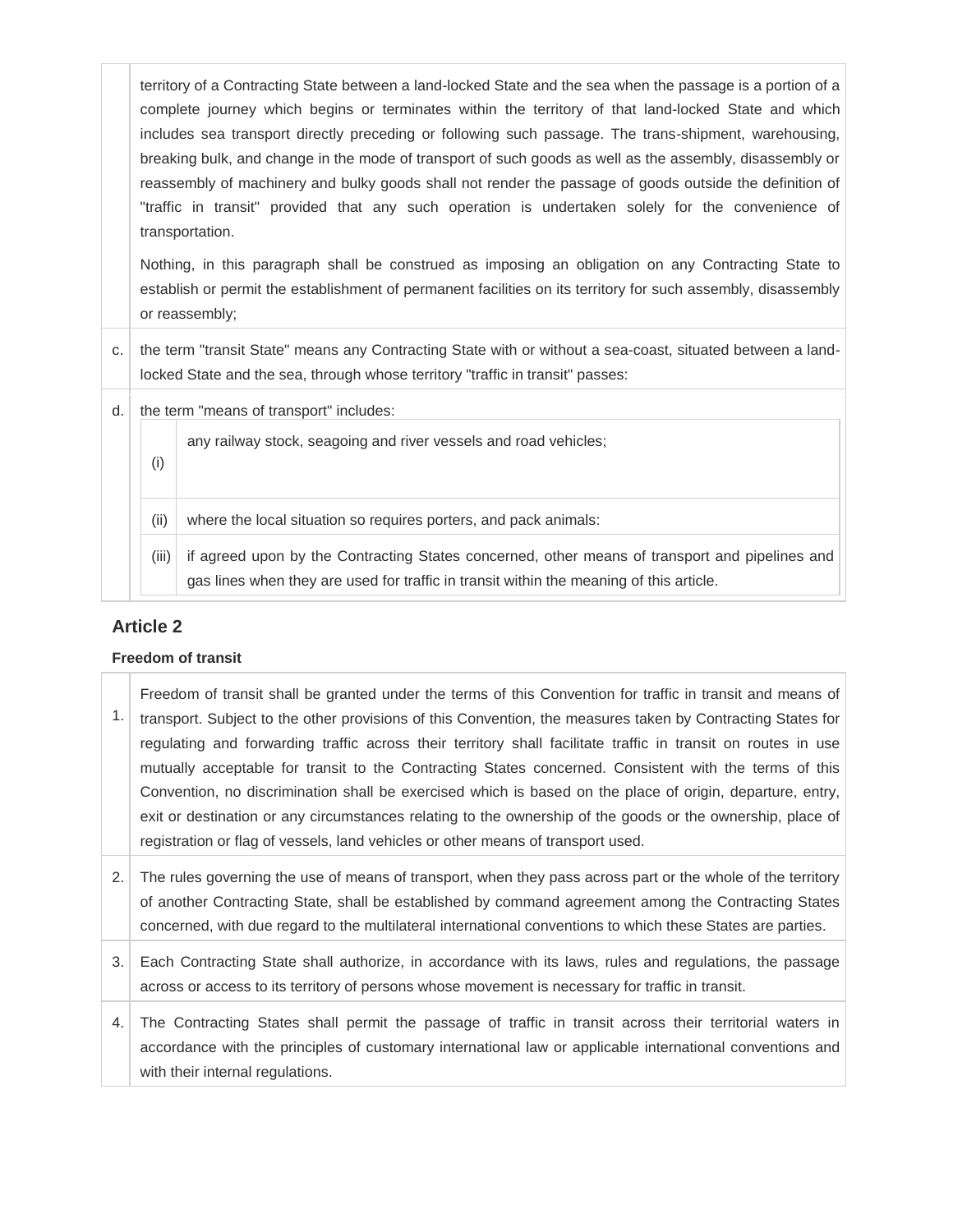territory of a Contracting State between a land-locked State and the sea when the passage is a portion of a complete journey which begins or terminates within the territory of that land-locked State and which includes sea transport directly preceding or following such passage. The trans-shipment, warehousing, breaking bulk, and change in the mode of transport of such goods as well as the assembly, disassembly or reassembly of machinery and bulky goods shall not render the passage of goods outside the definition of "traffic in transit" provided that any such operation is undertaken solely for the convenience of transportation.

Nothing, in this paragraph shall be construed as imposing an obligation on any Contracting State to establish or permit the establishment of permanent facilities on its territory for such assembly, disassembly or reassembly;

c. the term "transit State" means any Contracting State with or without a sea-coast, situated between a land-locked State and the sea, through whose territory "traffic in transit" passes:

d. the term "means of transport" includes:

(i) any railway stock, seagoing and river vessels and road vehicles;

(ii) where the local situation so requires porters, and pack animals:

(iii) if agreed upon by the Contracting States concerned, other means of transport and pipelines and gas lines when they are used for traffic in transit within the meaning of this article.

## Article 2

**Freedom of transit**

1. Freedom of transit shall be granted under the terms of this Convention for traffic in transit and means of transport. Subject to the other provisions of this Convention, the measures taken by Contracting States for regulating and forwarding traffic across their territory shall facilitate traffic in transit on routes in use mutually acceptable for transit to the Contracting States concerned. Consistent with the terms of this Convention, no discrimination shall be exercised which is based on the place of origin, departure, entry, exit or destination or any circumstances relating to the ownership of the goods or the ownership, place of registration or flag of vessels, land vehicles or other means of transport used.

2. The rules governing the use of means of transport, when they pass across part or the whole of the territory of another Contracting State, shall be established by command agreement among the Contracting States concerned, with due regard to the multilateral international conventions to which these States are parties.

3. Each Contracting State shall authorize, in accordance with its laws, rules and regulations, the passage across or access to its territory of persons whose movement is necessary for traffic in transit.

4. The Contracting States shall permit the passage of traffic in transit across their territorial waters in accordance with the principles of customary international law or applicable international conventions and with their internal regulations.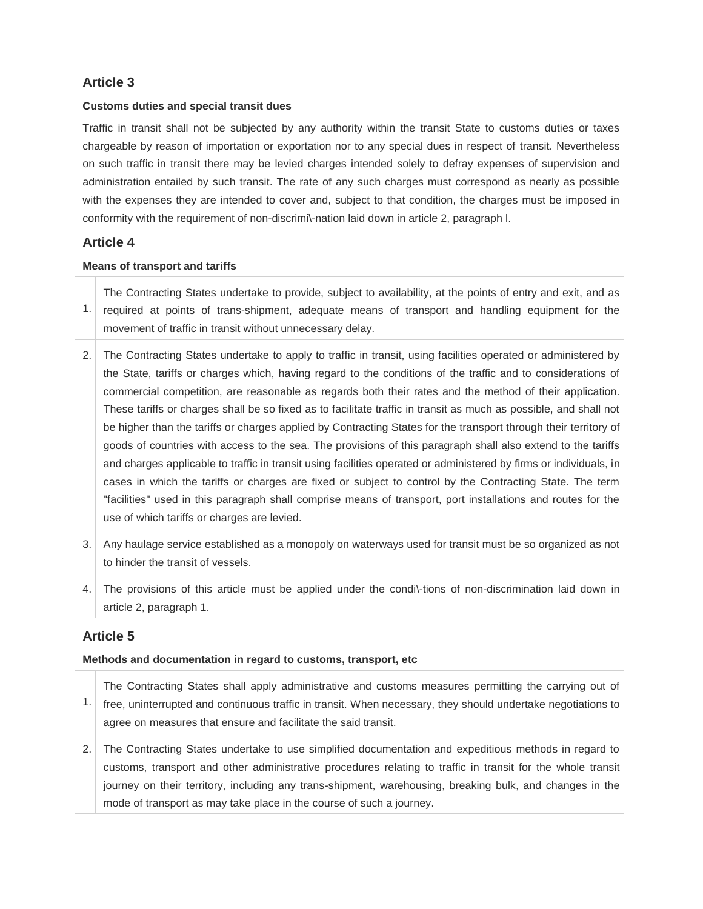## Article 3

**Customs duties and special transit dues**

Traffic in transit shall not be subjected by any authority within the transit State to customs duties or taxes chargeable by reason of importation or exportation nor to any special dues in respect of transit. Nevertheless on such traffic in transit there may be levied charges intended solely to defray expenses of supervision and administration entailed by such transit. The rate of any such charges must correspond as nearly as possible with the expenses they are intended to cover and, subject to that condition, the charges must be imposed in conformity with the requirement of non-discrimi\-nation laid down in article 2, paragraph l.

## Article 4

**Means of transport and tariffs**

| | |
|---|---|
| 1. | The Contracting States undertake to provide, subject to availability, at the points of entry and exit, and as required at points of trans-shipment, adequate means of transport and handling equipment for the movement of traffic in transit without unnecessary delay. |
| 2. | The Contracting States undertake to apply to traffic in transit, using facilities operated or administered by the State, tariffs or charges which, having regard to the conditions of the traffic and to considerations of commercial competition, are reasonable as regards both their rates and the method of their application. These tariffs or charges shall be so fixed as to facilitate traffic in transit as much as possible, and shall not be higher than the tariffs or charges applied by Contracting States for the transport through their territory of goods of countries with access to the sea. The provisions of this paragraph shall also extend to the tariffs and charges applicable to traffic in transit using facilities operated or administered by firms or individuals, in cases in which the tariffs or charges are fixed or subject to control by the Contracting State. The term "facilities" used in this paragraph shall comprise means of transport, port installations and routes for the use of which tariffs or charges are levied. |
| 3. | Any haulage service established as a monopoly on waterways used for transit must be so organized as not to hinder the transit of vessels. |
| 4. | The provisions of this article must be applied under the condi\-tions of non-discrimination laid down in article 2, paragraph 1. |

## Article 5

**Methods and documentation in regard to customs, transport, etc**

| | |
|---|---|
| 1. | The Contracting States shall apply administrative and customs measures permitting the carrying out of free, uninterrupted and continuous traffic in transit. When necessary, they should undertake negotiations to agree on measures that ensure and facilitate the said transit. |
| 2. | The Contracting States undertake to use simplified documentation and expeditious methods in regard to customs, transport and other administrative procedures relating to traffic in transit for the whole transit journey on their territory, including any trans-shipment, warehousing, breaking bulk, and changes in the mode of transport as may take place in the course of such a journey. |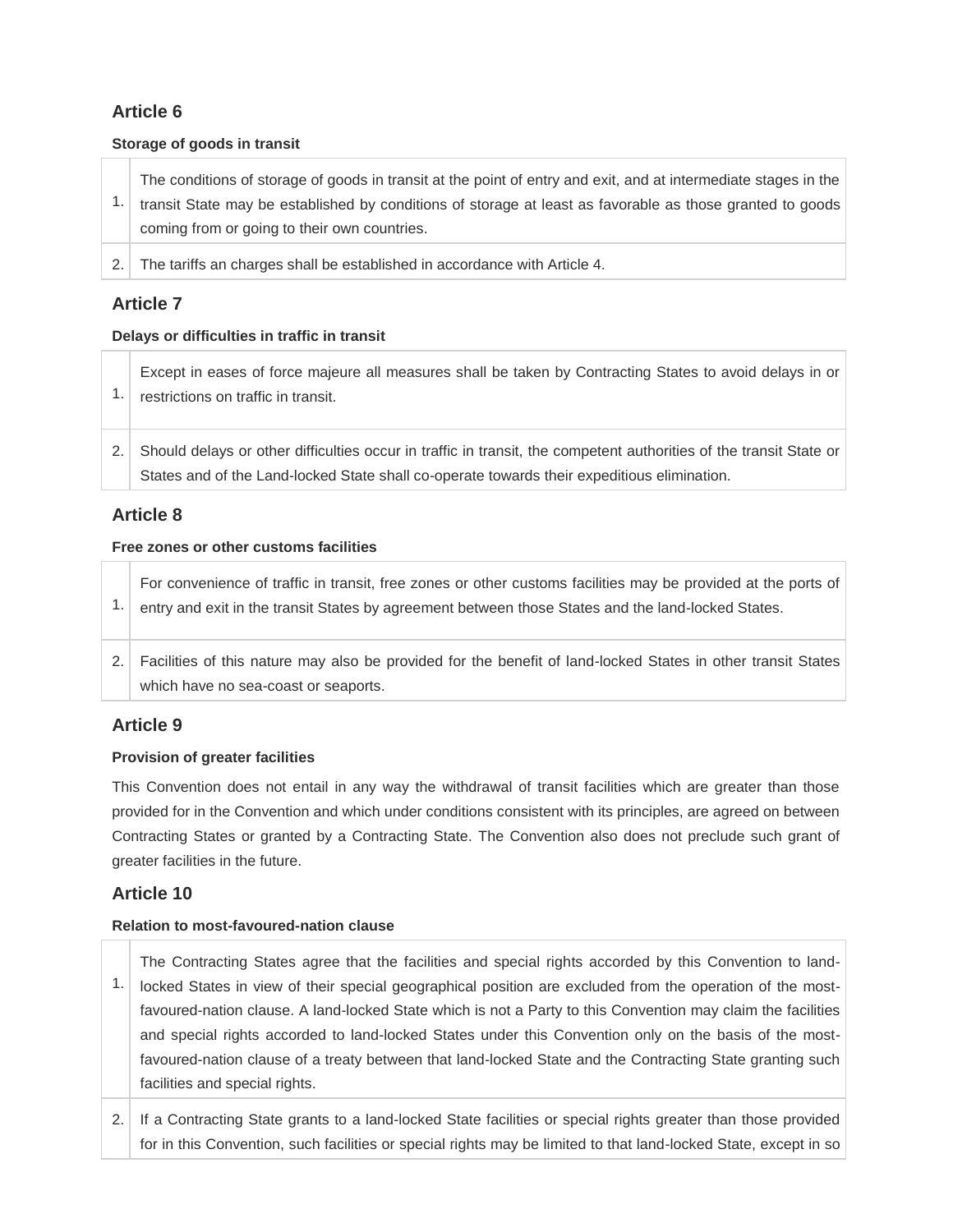## Article 6

**Storage of goods in transit**

| | |
|---|---|
| 1. | The conditions of storage of goods in transit at the point of entry and exit, and at intermediate stages in the transit State may be established by conditions of storage at least as favorable as those granted to goods coming from or going to their own countries. |
| 2. | The tariffs an charges shall be established in accordance with Article 4. |

## Article 7

**Delays or difficulties in traffic in transit**

| | |
|---|---|
| 1. | Except in eases of force majeure all measures shall be taken by Contracting States to avoid delays in or restrictions on traffic in transit. |
| 2. | Should delays or other difficulties occur in traffic in transit, the competent authorities of the transit State or States and of the Land-locked State shall co-operate towards their expeditious elimination. |

## Article 8

**Free zones or other customs facilities**

| | |
|---|---|
| 1. | For convenience of traffic in transit, free zones or other customs facilities may be provided at the ports of entry and exit in the transit States by agreement between those States and the land-locked States. |
| 2. | Facilities of this nature may also be provided for the benefit of land-locked States in other transit States which have no sea-coast or seaports. |

## Article 9

**Provision of greater facilities**

This Convention does not entail in any way the withdrawal of transit facilities which are greater than those provided for in the Convention and which under conditions consistent with its principles, are agreed on between Contracting States or granted by a Contracting State. The Convention also does not preclude such grant of greater facilities in the future.

## Article 10

**Relation to most-favoured-nation clause**

| | |
|---|---|
| 1. | The Contracting States agree that the facilities and special rights accorded by this Convention to land-locked States in view of their special geographical position are excluded from the operation of the most-favoured-nation clause. A land-locked State which is not a Party to this Convention may claim the facilities and special rights accorded to land-locked States under this Convention only on the basis of the most-favoured-nation clause of a treaty between that land-locked State and the Contracting State granting such facilities and special rights. |
| 2. | If a Contracting State grants to a land-locked State facilities or special rights greater than those provided for in this Convention, such facilities or special rights may be limited to that land-locked State, except in so |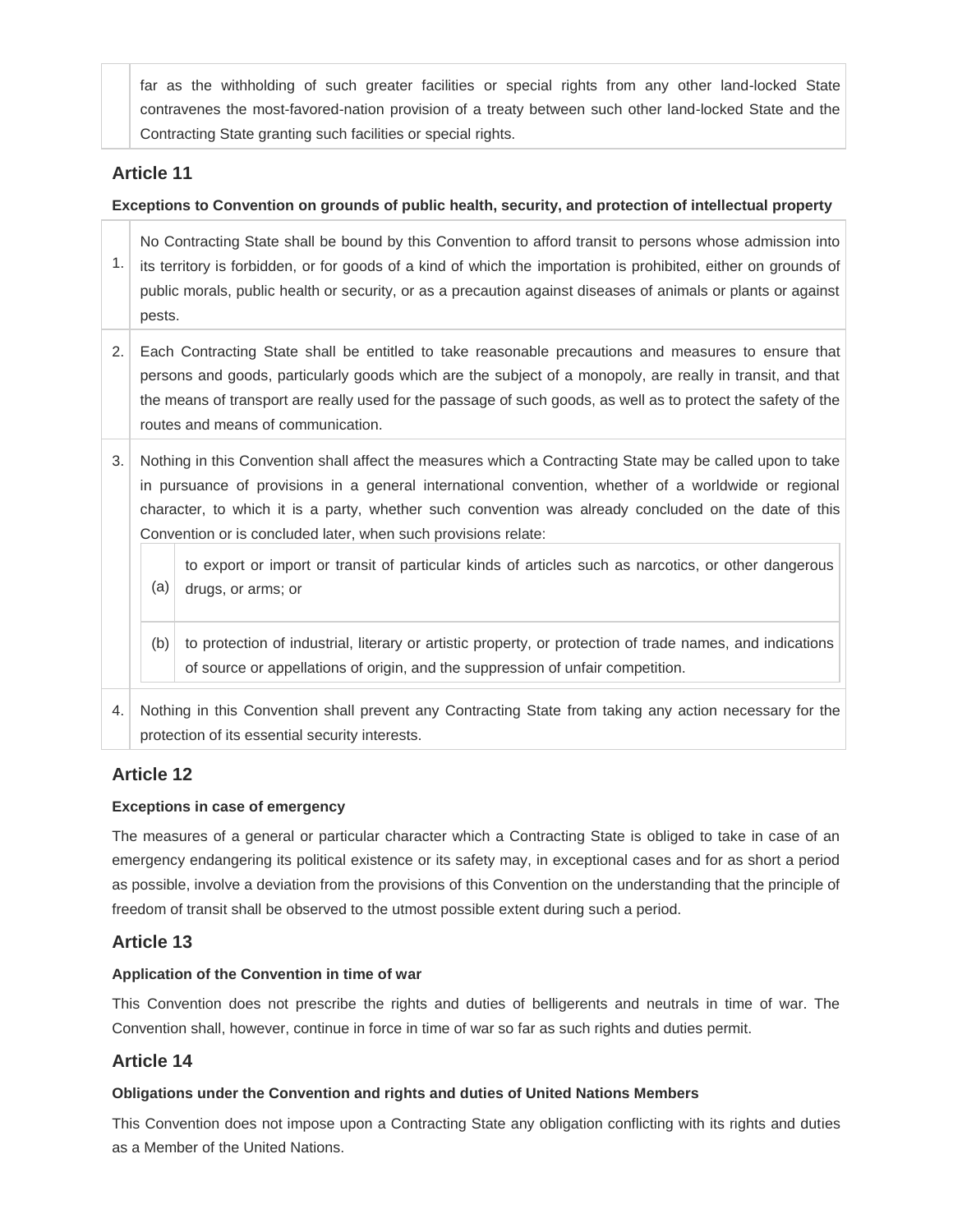far as the withholding of such greater facilities or special rights from any other land-locked State contravenes the most-favored-nation provision of a treaty between such other land-locked State and the Contracting State granting such facilities or special rights.

### Article 11

**Exceptions to Convention on grounds of public health, security, and protection of intellectual property**

1. No Contracting State shall be bound by this Convention to afford transit to persons whose admission into its territory is forbidden, or for goods of a kind of which the importation is prohibited, either on grounds of public morals, public health or security, or as a precaution against diseases of animals or plants or against pests.

2. Each Contracting State shall be entitled to take reasonable precautions and measures to ensure that persons and goods, particularly goods which are the subject of a monopoly, are really in transit, and that the means of transport are really used for the passage of such goods, as well as to protect the safety of the routes and means of communication.

3. Nothing in this Convention shall affect the measures which a Contracting State may be called upon to take in pursuance of provisions in a general international convention, whether of a worldwide or regional character, to which it is a party, whether such convention was already concluded on the date of this Convention or is concluded later, when such provisions relate:

   (a) to export or import or transit of particular kinds of articles such as narcotics, or other dangerous drugs, or arms; or

   (b) to protection of industrial, literary or artistic property, or protection of trade names, and indications of source or appellations of origin, and the suppression of unfair competition.

4. Nothing in this Convention shall prevent any Contracting State from taking any action necessary for the protection of its essential security interests.

### Article 12

**Exceptions in case of emergency**

The measures of a general or particular character which a Contracting State is obliged to take in case of an emergency endangering its political existence or its safety may, in exceptional cases and for as short a period as possible, involve a deviation from the provisions of this Convention on the understanding that the principle of freedom of transit shall be observed to the utmost possible extent during such a period.

### Article 13

**Application of the Convention in time of war**

This Convention does not prescribe the rights and duties of belligerents and neutrals in time of war. The Convention shall, however, continue in force in time of war so far as such rights and duties permit.

### Article 14

**Obligations under the Convention and rights and duties of United Nations Members**

This Convention does not impose upon a Contracting State any obligation conflicting with its rights and duties as a Member of the United Nations.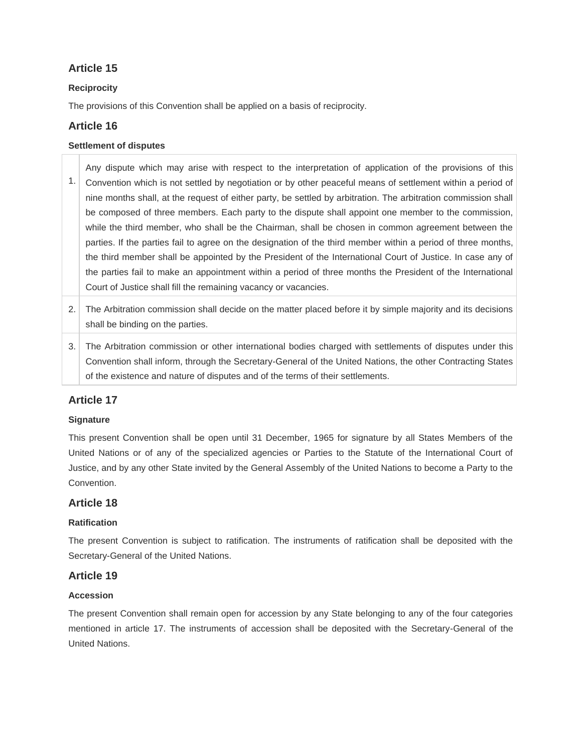## Article 15

**Reciprocity**

The provisions of this Convention shall be applied on a basis of reciprocity.

## Article 16

**Settlement of disputes**

| | |
|---|---|
| 1. | Any dispute which may arise with respect to the interpretation of application of the provisions of this Convention which is not settled by negotiation or by other peaceful means of settlement within a period of nine months shall, at the request of either party, be settled by arbitration. The arbitration commission shall be composed of three members. Each party to the dispute shall appoint one member to the commission, while the third member, who shall be the Chairman, shall be chosen in common agreement between the parties. If the parties fail to agree on the designation of the third member within a period of three months, the third member shall be appointed by the President of the International Court of Justice. In case any of the parties fail to make an appointment within a period of three months the President of the International Court of Justice shall fill the remaining vacancy or vacancies. |
| 2. | The Arbitration commission shall decide on the matter placed before it by simple majority and its decisions shall be binding on the parties. |
| 3. | The Arbitration commission or other international bodies charged with settlements of disputes under this Convention shall inform, through the Secretary-General of the United Nations, the other Contracting States of the existence and nature of disputes and of the terms of their settlements. |

## Article 17

**Signature**

This present Convention shall be open until 31 December, 1965 for signature by all States Members of the United Nations or of any of the specialized agencies or Parties to the Statute of the International Court of Justice, and by any other State invited by the General Assembly of the United Nations to become a Party to the Convention.

## Article 18

**Ratification**

The present Convention is subject to ratification. The instruments of ratification shall be deposited with the Secretary-General of the United Nations.

## Article 19

**Accession**

The present Convention shall remain open for accession by any State belonging to any of the four categories mentioned in article 17. The instruments of accession shall be deposited with the Secretary-General of the United Nations.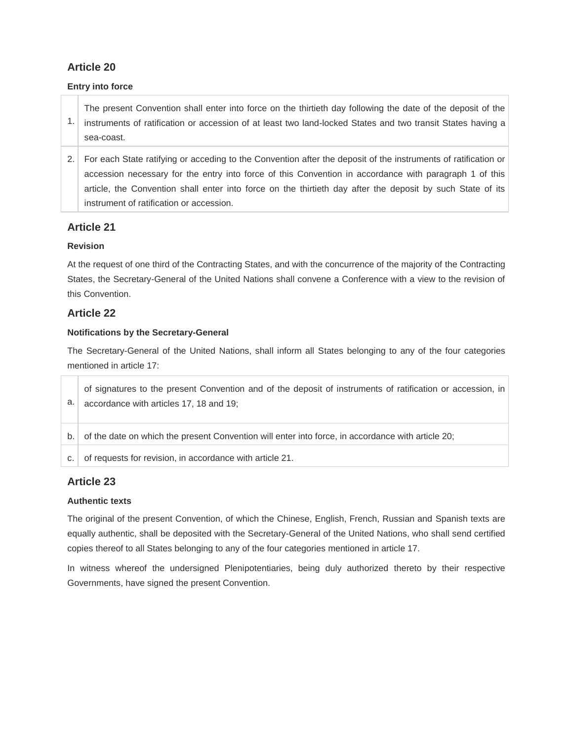## Article 20

**Entry into force**

| | |
|---|---|
| 1. | The present Convention shall enter into force on the thirtieth day following the date of the deposit of the instruments of ratification or accession of at least two land-locked States and two transit States having a sea-coast. |
| 2. | For each State ratifying or acceding to the Convention after the deposit of the instruments of ratification or accession necessary for the entry into force of this Convention in accordance with paragraph 1 of this article, the Convention shall enter into force on the thirtieth day after the deposit by such State of its instrument of ratification or accession. |

## Article 21

**Revision**

At the request of one third of the Contracting States, and with the concurrence of the majority of the Contracting States, the Secretary-General of the United Nations shall convene a Conference with a view to the revision of this Convention.

## Article 22

**Notifications by the Secretary-General**

The Secretary-General of the United Nations, shall inform all States belonging to any of the four categories mentioned in article 17:

| | |
|---|---|
| a. | of signatures to the present Convention and of the deposit of instruments of ratification or accession, in accordance with articles 17, 18 and 19; |
| b. | of the date on which the present Convention will enter into force, in accordance with article 20; |
| c. | of requests for revision, in accordance with article 21. |

## Article 23

**Authentic texts**

The original of the present Convention, of which the Chinese, English, French, Russian and Spanish texts are equally authentic, shall be deposited with the Secretary-General of the United Nations, who shall send certified copies thereof to all States belonging to any of the four categories mentioned in article 17.

In witness whereof the undersigned Plenipotentiaries, being duly authorized thereto by their respective Governments, have signed the present Convention.